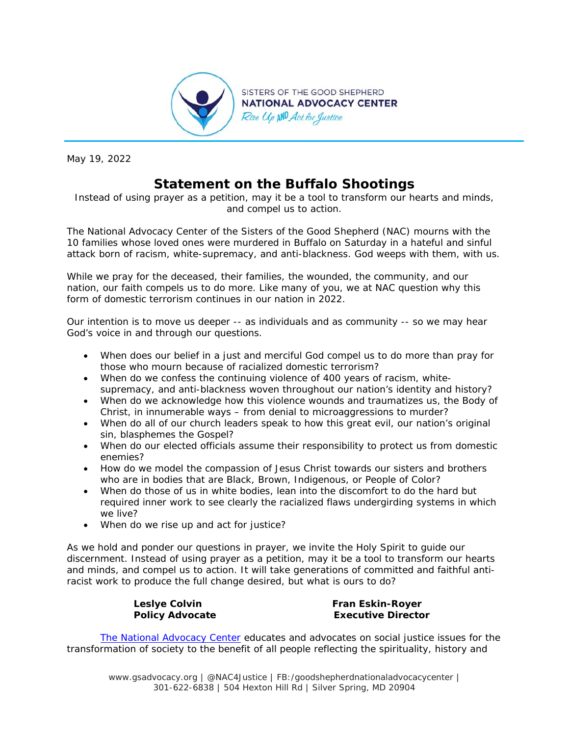SISTERS OF THE GOOD SHEPHERD
**NATIONAL ADVOCACY CENTER**
*Rise Up AND Act for Justice*

May 19, 2022

# Statement on the Buffalo Shootings

*Instead of using prayer as a petition, may it be a tool to transform our hearts and minds, and compel us to action.*

The National Advocacy Center of the Sisters of the Good Shepherd (NAC) mourns with the 10 families whose loved ones were murdered in Buffalo on Saturday in a hateful and sinful attack born of racism, white-supremacy, and anti-blackness. God weeps with them, with us.

While we pray for the deceased, their families, the wounded, the community, and our nation, our faith compels us to do more. Like many of you, we at NAC question why this form of domestic terrorism continues in our nation in 2022.

Our intention is to move us deeper -- as individuals and as community -- so we may hear God's voice in and through our questions.

- When does our belief in a just and merciful God compel us to do more than pray for those who mourn because of racialized domestic terrorism?
- When do we confess the continuing violence of 400 years of racism, white-supremacy, and anti-blackness woven throughout our nation's identity and history?
- When do we acknowledge how this violence wounds and traumatizes us, the Body of Christ, in innumerable ways – from denial to microaggressions to murder?
- When do all of our church leaders speak to how this great evil, our nation's original sin, blasphemes the Gospel?
- When do our elected officials assume their responsibility to protect us from domestic enemies?
- How do we model the compassion of Jesus Christ towards our sisters and brothers who are in bodies that are Black, Brown, Indigenous, or People of Color?
- When do those of us in white bodies, lean into the discomfort to do the hard but required inner work to see clearly the racialized flaws undergirding systems in which we live?
- When do we rise up and act for justice?

As we hold and ponder our questions in prayer, we invite the Holy Spirit to guide our discernment. Instead of using prayer as a petition, may it be a tool to transform our hearts and minds, and compel us to action. It will take generations of committed and faithful anti-racist work to produce the full change desired, but what is ours to do?

**Leslye Colvin**
**Policy Advocate**

**Fran Eskin-Royer**
**Executive Director**

The National Advocacy Center educates and advocates on social justice issues for the transformation of society to the benefit of all people reflecting the spirituality, history and

www.gsadvocacy.org | @NAC4Justice | FB:/goodshepherdnationaladvocacycenter | 301-622-6838 | 504 Hexton Hill Rd | Silver Spring, MD 20904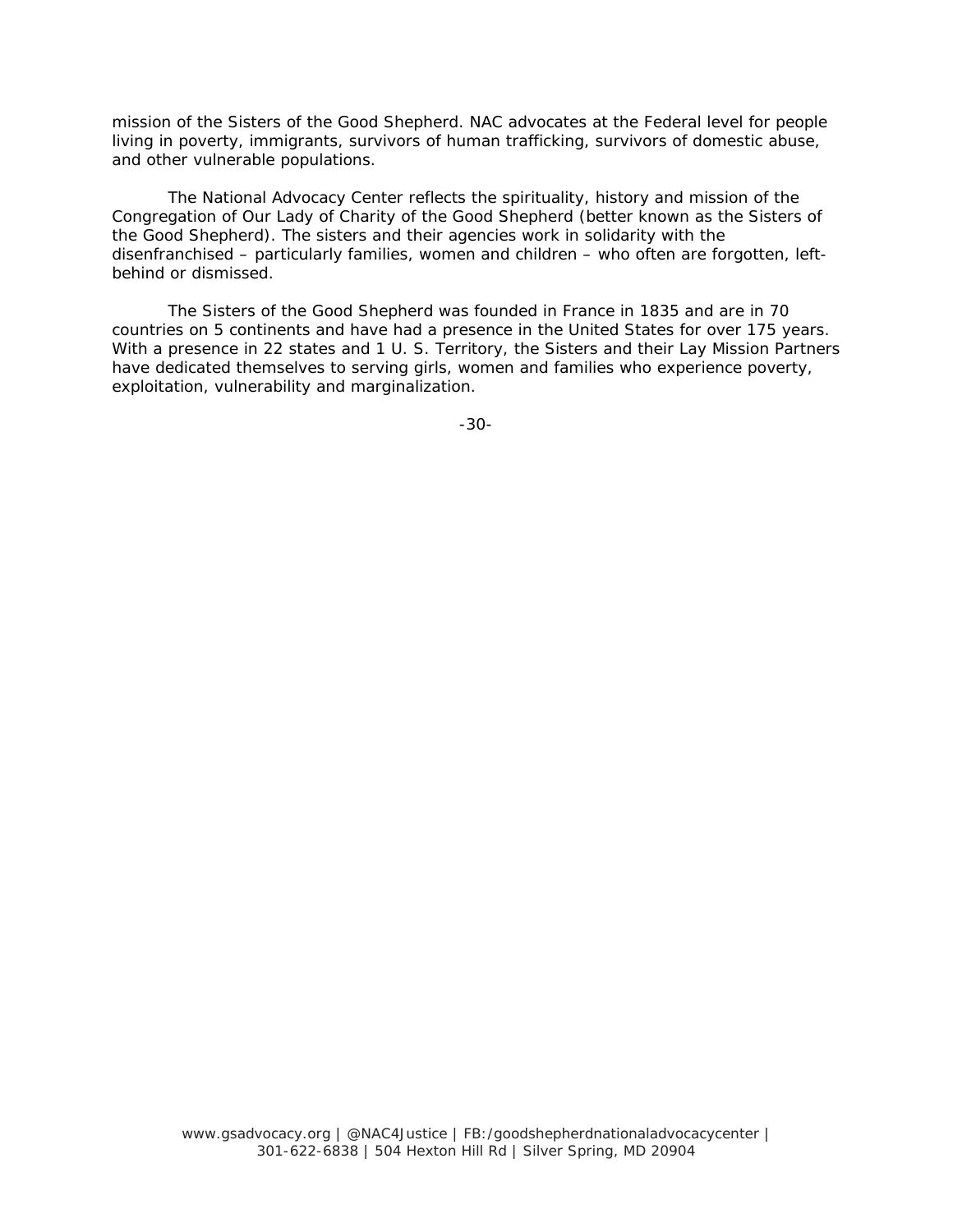mission of the Sisters of the Good Shepherd. NAC advocates at the Federal level for people living in poverty, immigrants, survivors of human trafficking, survivors of domestic abuse, and other vulnerable populations.

The National Advocacy Center reflects the spirituality, history and mission of the Congregation of Our Lady of Charity of the Good Shepherd (better known as the Sisters of the Good Shepherd). The sisters and their agencies work in solidarity with the disenfranchised – particularly families, women and children – who often are forgotten, left-behind or dismissed.

The Sisters of the Good Shepherd was founded in France in 1835 and are in 70 countries on 5 continents and have had a presence in the United States for over 175 years. With a presence in 22 states and 1 U. S. Territory, the Sisters and their Lay Mission Partners have dedicated themselves to serving girls, women and families who experience poverty, exploitation, vulnerability and marginalization.

-30-

www.gsadvocacy.org | @NAC4Justice | FB:/goodshepherdnationaladvocacycenter | 301-622-6838 | 504 Hexton Hill Rd | Silver Spring, MD 20904